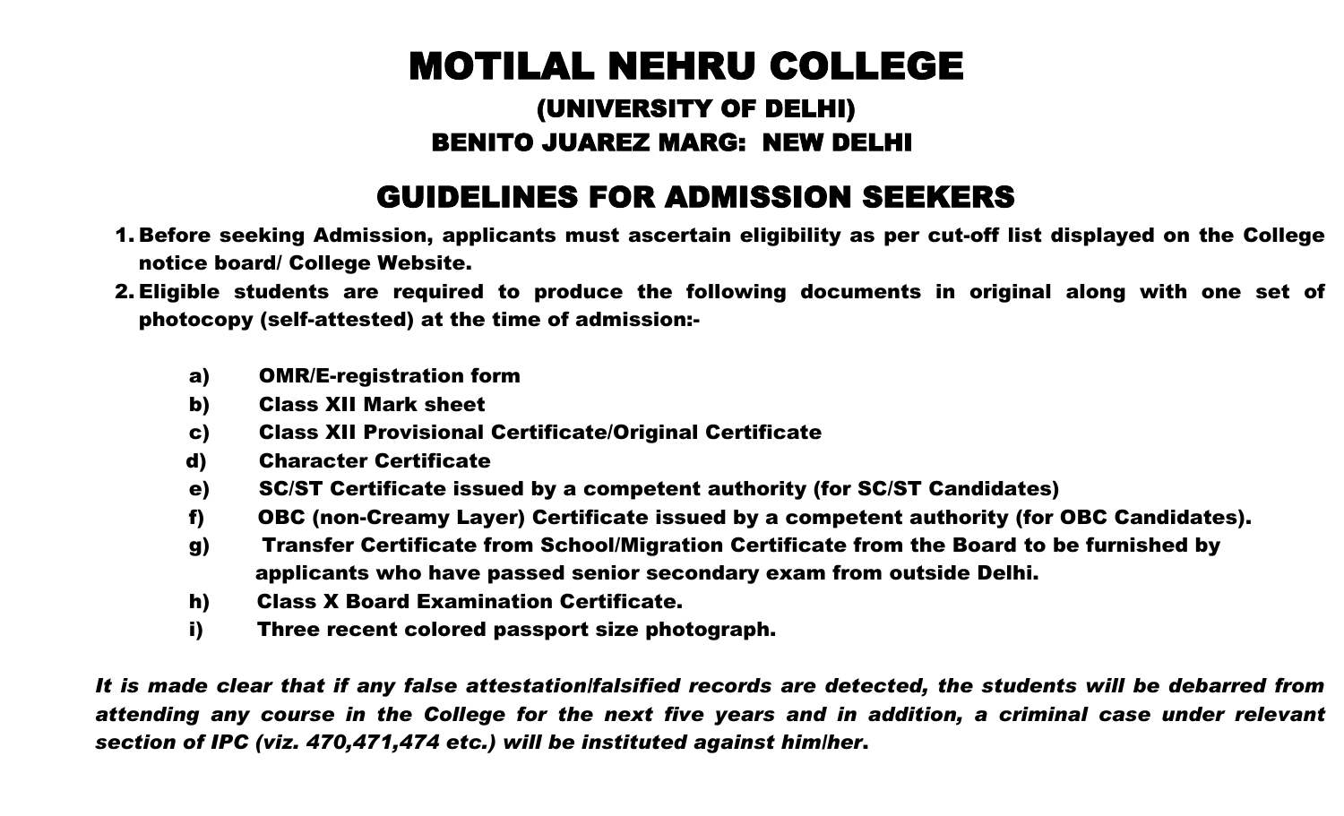# MOTILAL NEHRU COLLEGE

## (UNIVERSITY OF DELHI)

## BENITO JUAREZ MARG: NEW DELHI

## GUIDELINES FOR ADMISSION SEEKERS

1. **Before seeking Admission, applicants must ascertain eligibility as per cut-off list displayed on the College notice board/ College Website.**
2. **Eligible students are required to produce the following documents in original along with one set of photocopy (self-attested) at the time of admission:-**

    - **a) OMR/E-registration form**
    - **b) Class XII Mark sheet**
    - **c) Class XII Provisional Certificate/Original Certificate**
    - **d) Character Certificate**
    - **e) SC/ST Certificate issued by a competent authority (for SC/ST Candidates)**
    - **f) OBC (non-Creamy Layer) Certificate issued by a competent authority (for OBC Candidates).**
    - **g) Transfer Certificate from School/Migration Certificate from the Board to be furnished by applicants who have passed senior secondary exam from outside Delhi.**
    - **h) Class X Board Examination Certificate.**
    - **i) Three recent colored passport size photograph.**

***It is made clear that if any false attestation/falsified records are detected, the students will be debarred from attending any course in the College for the next five years and in addition, a criminal case under relevant section of IPC (viz. 470,471,474 etc.) will be instituted against him/her.***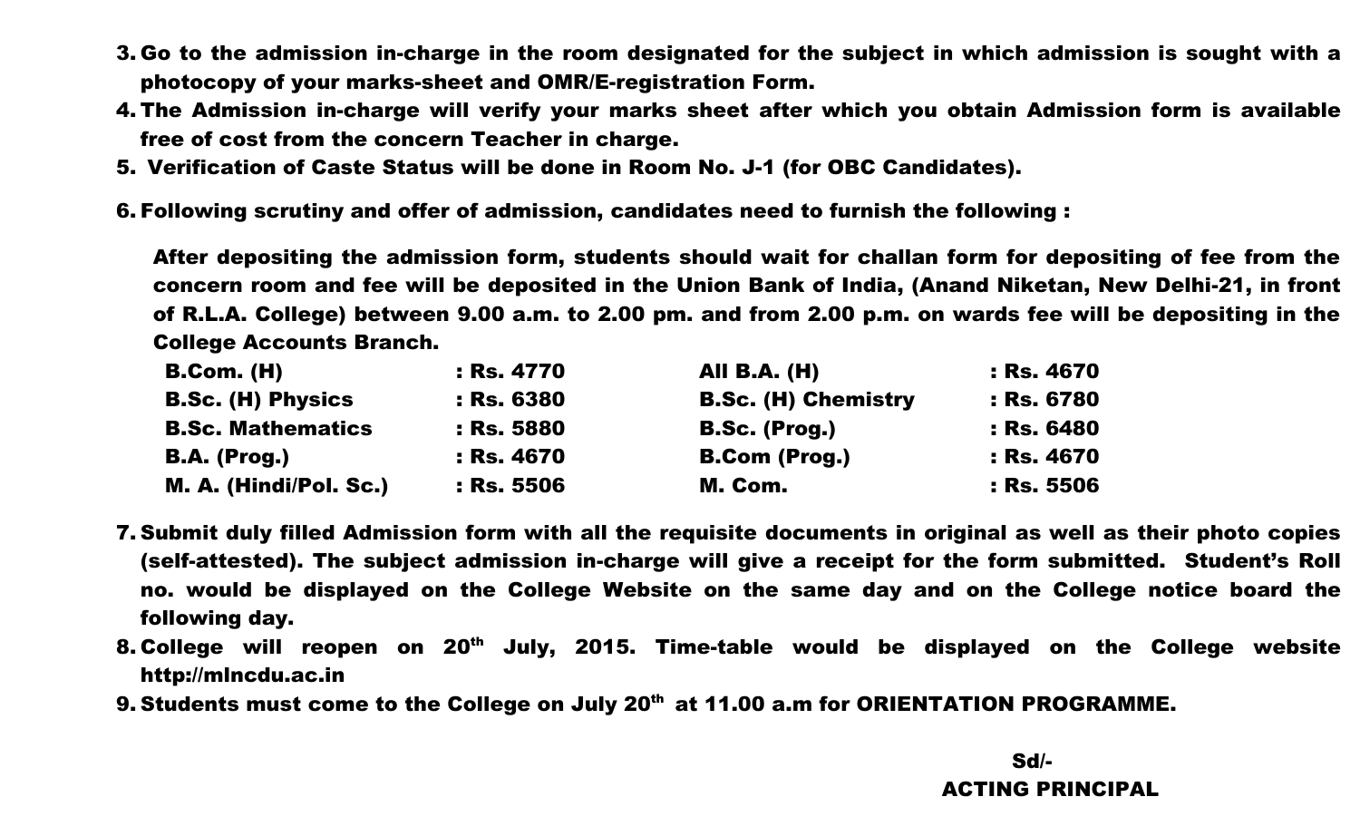3. **Go to the admission in-charge in the room designated for the subject in which admission is sought with a photocopy of your marks-sheet and OMR/E-registration Form.**
4. **The Admission in-charge will verify your marks sheet after which you obtain Admission form is available free of cost from the concern Teacher in charge.**
5. **Verification of Caste Status will be done in Room No. J-1 (for OBC Candidates).**
6. **Following scrutiny and offer of admission, candidates need to furnish the following :**

   **After depositing the admission form, students should wait for challan form for depositing of fee from the concern room and fee will be deposited in the Union Bank of India, (Anand Niketan, New Delhi-21, in front of R.L.A. College) between 9.00 a.m. to 2.00 pm. and from 2.00 p.m. on wards fee will be depositing in the College Accounts Branch.**

| | | | |
|---|---|---|---|
| **B.Com. (H)** | **: Rs. 4770** | **All B.A. (H)** | **: Rs. 4670** |
| **B.Sc. (H) Physics** | **: Rs. 6380** | **B.Sc. (H) Chemistry** | **: Rs. 6780** |
| **B.Sc. Mathematics** | **: Rs. 5880** | **B.Sc. (Prog.)** | **: Rs. 6480** |
| **B.A. (Prog.)** | **: Rs. 4670** | **B.Com (Prog.)** | **: Rs. 4670** |
| **M. A. (Hindi/Pol. Sc.)** | **: Rs. 5506** | **M. Com.** | **: Rs. 5506** |

7. **Submit duly filled Admission form with all the requisite documents in original as well as their photo copies (self-attested). The subject admission in-charge will give a receipt for the form submitted. Student's Roll no. would be displayed on the College Website on the same day and on the College notice board the following day.**
8. **College will reopen on 20th July, 2015. Time-table would be displayed on the College website http://mlncdu.ac.in**
9. **Students must come to the College on July 20th at 11.00 a.m for ORIENTATION PROGRAMME.**

**Sd/-**
**ACTING PRINCIPAL**